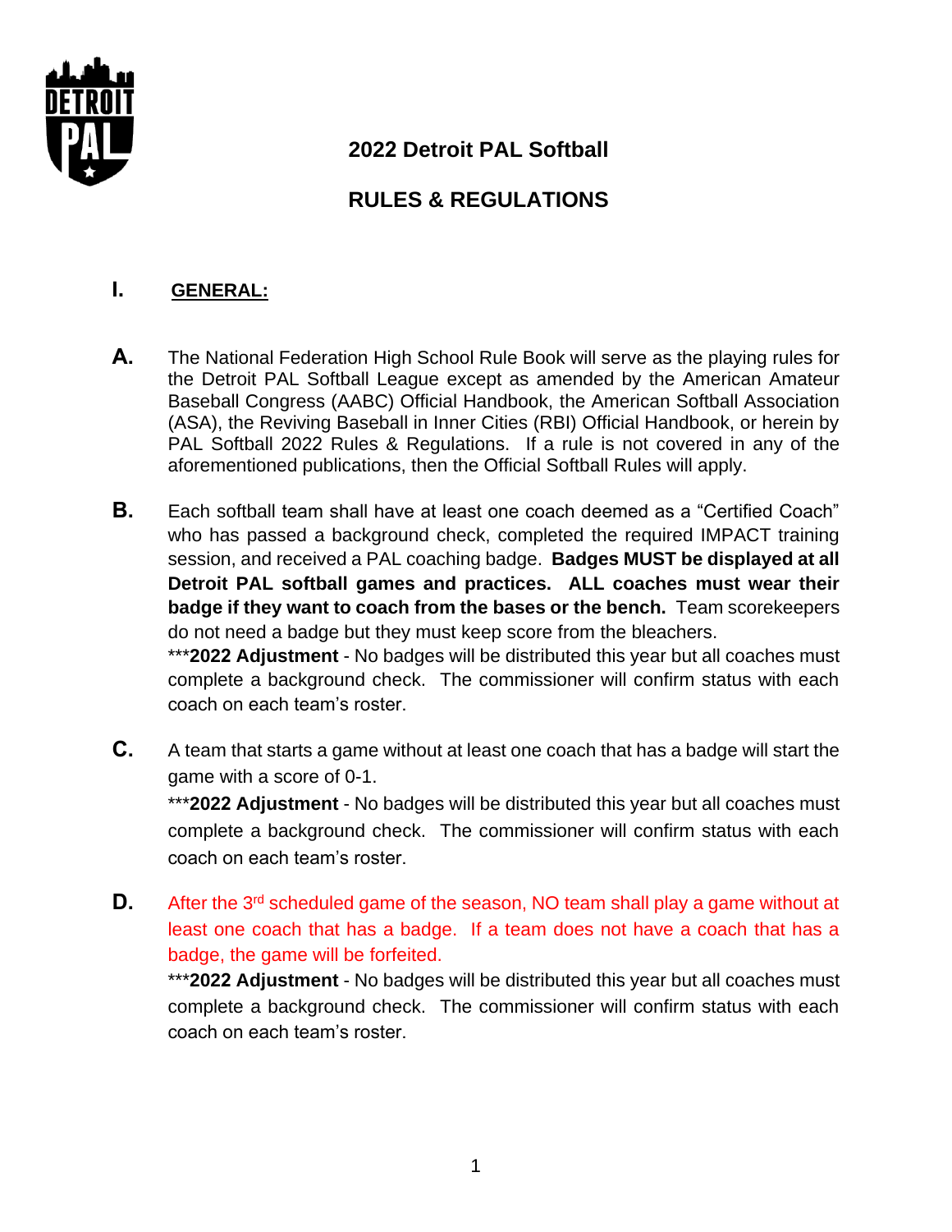# 2022 Detroit PAL Softball

# RULES & REGULATIONS

## I. GENERAL:

**A.** The National Federation High School Rule Book will serve as the playing rules for the Detroit PAL Softball League except as amended by the American Amateur Baseball Congress (AABC) Official Handbook, the American Softball Association (ASA), the Reviving Baseball in Inner Cities (RBI) Official Handbook, or herein by PAL Softball 2022 Rules & Regulations. If a rule is not covered in any of the aforementioned publications, then the Official Softball Rules will apply.

**B.** Each softball team shall have at least one coach deemed as a "Certified Coach" who has passed a background check, completed the required IMPACT training session, and received a PAL coaching badge. **Badges MUST be displayed at all Detroit PAL softball games and practices. ALL coaches must wear their badge if they want to coach from the bases or the bench.** Team scorekeepers do not need a badge but they must keep score from the bleachers.
***2022 Adjustment** - No badges will be distributed this year but all coaches must complete a background check. The commissioner will confirm status with each coach on each team's roster.

**C.** A team that starts a game without at least one coach that has a badge will start the game with a score of 0-1.
***2022 Adjustment** - No badges will be distributed this year but all coaches must complete a background check. The commissioner will confirm status with each coach on each team's roster.

**D.** After the 3rd scheduled game of the season, NO team shall play a game without at least one coach that has a badge. If a team does not have a coach that has a badge, the game will be forfeited.
***2022 Adjustment** - No badges will be distributed this year but all coaches must complete a background check. The commissioner will confirm status with each coach on each team's roster.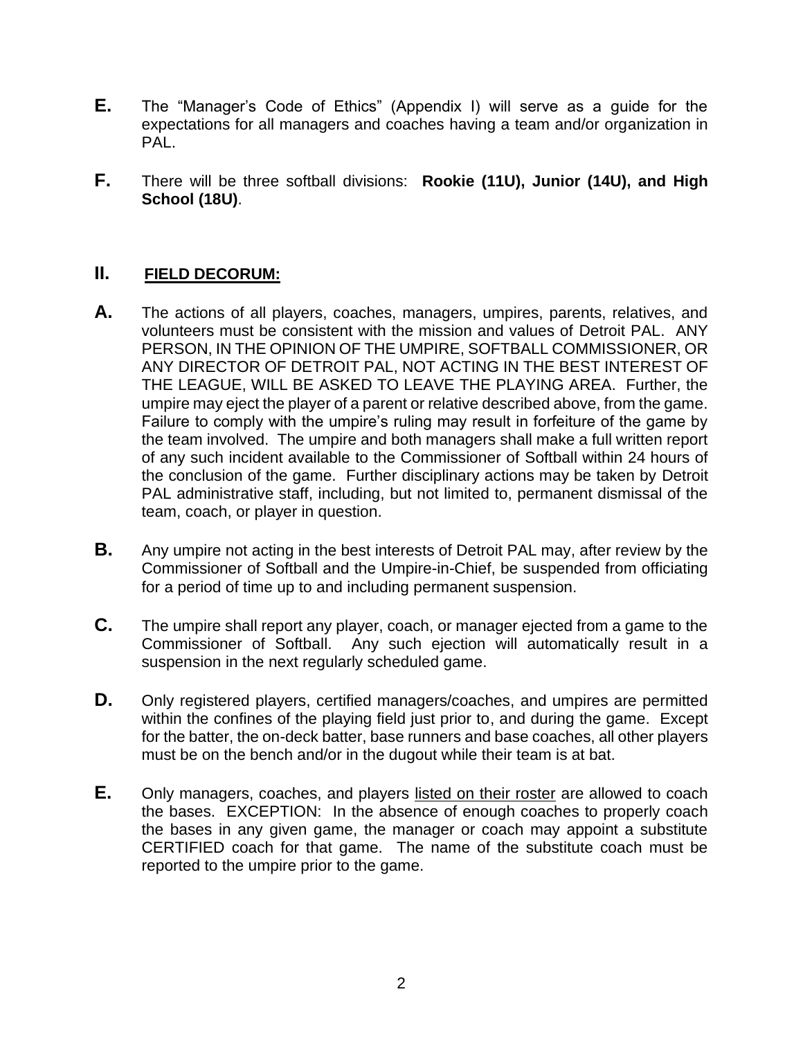**E.** The "Manager's Code of Ethics" (Appendix I) will serve as a guide for the expectations for all managers and coaches having a team and/or organization in PAL.

**F.** There will be three softball divisions: **Rookie (11U), Junior (14U), and High School (18U)**.

## II. <u>FIELD DECORUM:</u>

**A.** The actions of all players, coaches, managers, umpires, parents, relatives, and volunteers must be consistent with the mission and values of Detroit PAL. ANY PERSON, IN THE OPINION OF THE UMPIRE, SOFTBALL COMMISSIONER, OR ANY DIRECTOR OF DETROIT PAL, NOT ACTING IN THE BEST INTEREST OF THE LEAGUE, WILL BE ASKED TO LEAVE THE PLAYING AREA. Further, the umpire may eject the player of a parent or relative described above, from the game. Failure to comply with the umpire's ruling may result in forfeiture of the game by the team involved. The umpire and both managers shall make a full written report of any such incident available to the Commissioner of Softball within 24 hours of the conclusion of the game. Further disciplinary actions may be taken by Detroit PAL administrative staff, including, but not limited to, permanent dismissal of the team, coach, or player in question.

**B.** Any umpire not acting in the best interests of Detroit PAL may, after review by the Commissioner of Softball and the Umpire-in-Chief, be suspended from officiating for a period of time up to and including permanent suspension.

**C.** The umpire shall report any player, coach, or manager ejected from a game to the Commissioner of Softball. Any such ejection will automatically result in a suspension in the next regularly scheduled game.

**D.** Only registered players, certified managers/coaches, and umpires are permitted within the confines of the playing field just prior to, and during the game. Except for the batter, the on-deck batter, base runners and base coaches, all other players must be on the bench and/or in the dugout while their team is at bat.

**E.** Only managers, coaches, and players <u>listed on their roster</u> are allowed to coach the bases. EXCEPTION: In the absence of enough coaches to properly coach the bases in any given game, the manager or coach may appoint a substitute CERTIFIED coach for that game. The name of the substitute coach must be reported to the umpire prior to the game.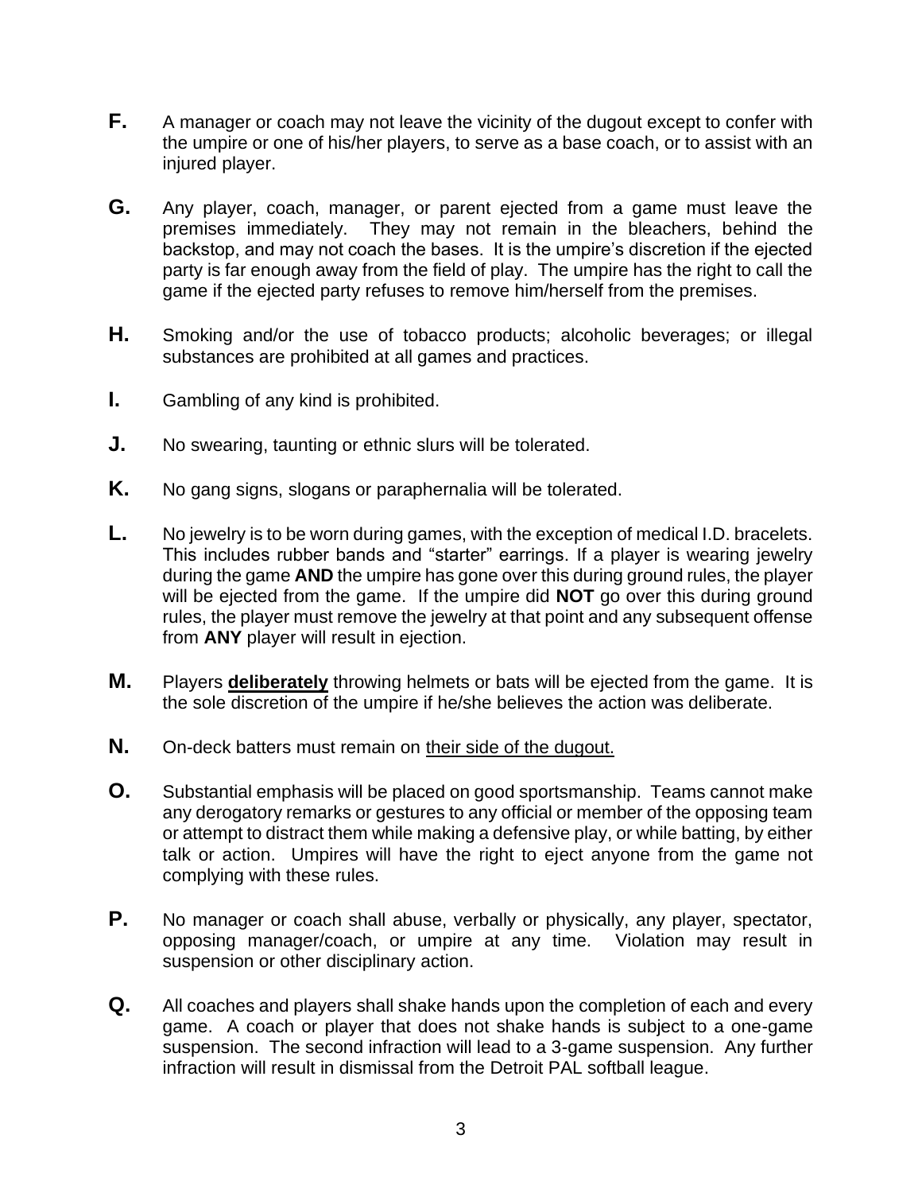**F.** A manager or coach may not leave the vicinity of the dugout except to confer with the umpire or one of his/her players, to serve as a base coach, or to assist with an injured player.

**G.** Any player, coach, manager, or parent ejected from a game must leave the premises immediately. They may not remain in the bleachers, behind the backstop, and may not coach the bases. It is the umpire's discretion if the ejected party is far enough away from the field of play. The umpire has the right to call the game if the ejected party refuses to remove him/herself from the premises.

**H.** Smoking and/or the use of tobacco products; alcoholic beverages; or illegal substances are prohibited at all games and practices.

**I.** Gambling of any kind is prohibited.

**J.** No swearing, taunting or ethnic slurs will be tolerated.

**K.** No gang signs, slogans or paraphernalia will be tolerated.

**L.** No jewelry is to be worn during games, with the exception of medical I.D. bracelets. This includes rubber bands and "starter" earrings. If a player is wearing jewelry during the game **AND** the umpire has gone over this during ground rules, the player will be ejected from the game. If the umpire did **NOT** go over this during ground rules, the player must remove the jewelry at that point and any subsequent offense from **ANY** player will result in ejection.

**M.** Players <u>**deliberately**</u> throwing helmets or bats will be ejected from the game. It is the sole discretion of the umpire if he/she believes the action was deliberate.

**N.** On-deck batters must remain on <u>their side of the dugout.</u>

**O.** Substantial emphasis will be placed on good sportsmanship. Teams cannot make any derogatory remarks or gestures to any official or member of the opposing team or attempt to distract them while making a defensive play, or while batting, by either talk or action. Umpires will have the right to eject anyone from the game not complying with these rules.

**P.** No manager or coach shall abuse, verbally or physically, any player, spectator, opposing manager/coach, or umpire at any time. Violation may result in suspension or other disciplinary action.

**Q.** All coaches and players shall shake hands upon the completion of each and every game. A coach or player that does not shake hands is subject to a one-game suspension. The second infraction will lead to a 3-game suspension. Any further infraction will result in dismissal from the Detroit PAL softball league.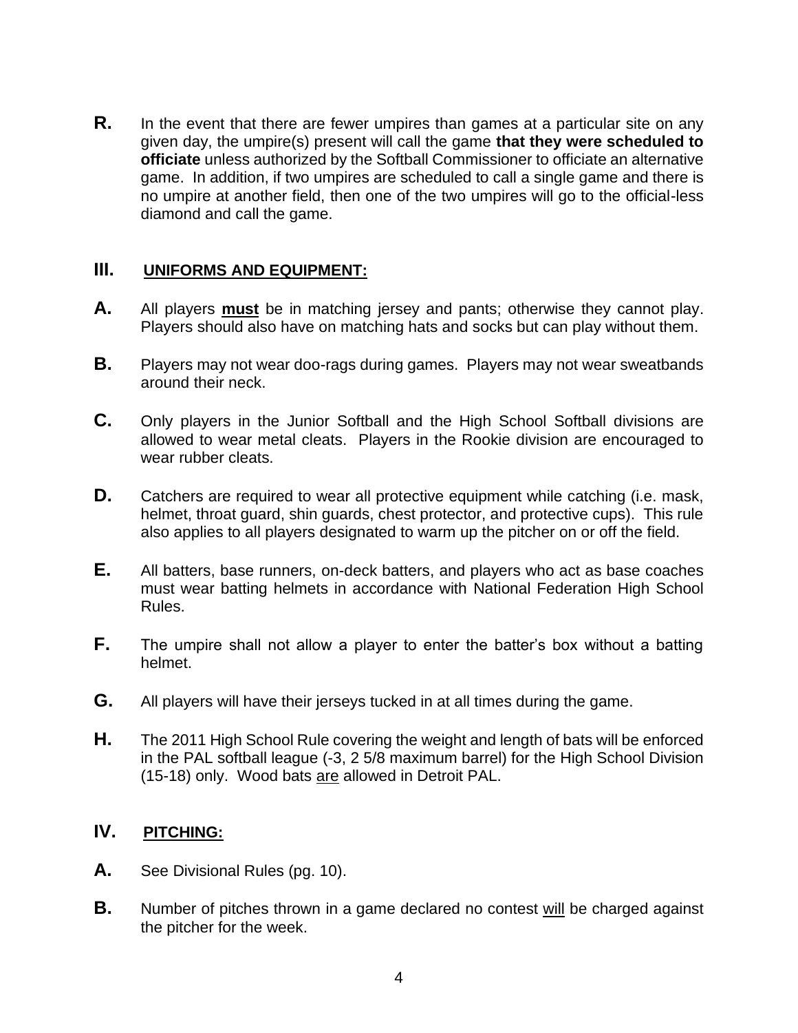**R.** In the event that there are fewer umpires than games at a particular site on any given day, the umpire(s) present will call the game **that they were scheduled to officiate** unless authorized by the Softball Commissioner to officiate an alternative game. In addition, if two umpires are scheduled to call a single game and there is no umpire at another field, then one of the two umpires will go to the official-less diamond and call the game.

## III. UNIFORMS AND EQUIPMENT:

**A.** All players **must** be in matching jersey and pants; otherwise they cannot play. Players should also have on matching hats and socks but can play without them.

**B.** Players may not wear doo-rags during games. Players may not wear sweatbands around their neck.

**C.** Only players in the Junior Softball and the High School Softball divisions are allowed to wear metal cleats. Players in the Rookie division are encouraged to wear rubber cleats.

**D.** Catchers are required to wear all protective equipment while catching (i.e. mask, helmet, throat guard, shin guards, chest protector, and protective cups). This rule also applies to all players designated to warm up the pitcher on or off the field.

**E.** All batters, base runners, on-deck batters, and players who act as base coaches must wear batting helmets in accordance with National Federation High School Rules.

**F.** The umpire shall not allow a player to enter the batter's box without a batting helmet.

**G.** All players will have their jerseys tucked in at all times during the game.

**H.** The 2011 High School Rule covering the weight and length of bats will be enforced in the PAL softball league (-3, 2 5/8 maximum barrel) for the High School Division (15-18) only. Wood bats are allowed in Detroit PAL.

## IV. PITCHING:

**A.** See Divisional Rules (pg. 10).

**B.** Number of pitches thrown in a game declared no contest will be charged against the pitcher for the week.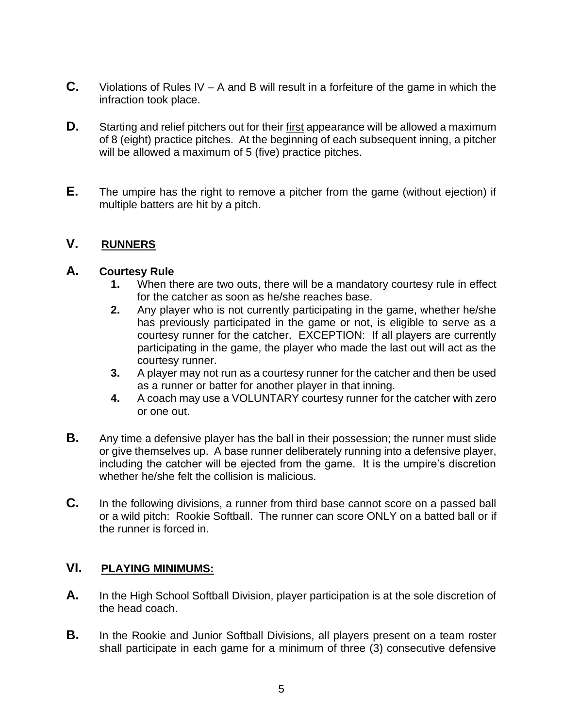**C.** Violations of Rules IV – A and B will result in a forfeiture of the game in which the infraction took place.

**D.** Starting and relief pitchers out for their <u>first</u> appearance will be allowed a maximum of 8 (eight) practice pitches. At the beginning of each subsequent inning, a pitcher will be allowed a maximum of 5 (five) practice pitches.

**E.** The umpire has the right to remove a pitcher from the game (without ejection) if multiple batters are hit by a pitch.

## V. <u>RUNNERS</u>

### A. Courtesy Rule

1. When there are two outs, there will be a mandatory courtesy rule in effect for the catcher as soon as he/she reaches base.
2. Any player who is not currently participating in the game, whether he/she has previously participated in the game or not, is eligible to serve as a courtesy runner for the catcher. EXCEPTION: If all players are currently participating in the game, the player who made the last out will act as the courtesy runner.
3. A player may not run as a courtesy runner for the catcher and then be used as a runner or batter for another player in that inning.
4. A coach may use a VOLUNTARY courtesy runner for the catcher with zero or one out.

**B.** Any time a defensive player has the ball in their possession; the runner must slide or give themselves up. A base runner deliberately running into a defensive player, including the catcher will be ejected from the game. It is the umpire's discretion whether he/she felt the collision is malicious.

**C.** In the following divisions, a runner from third base cannot score on a passed ball or a wild pitch: Rookie Softball. The runner can score ONLY on a batted ball or if the runner is forced in.

## VI. <u>PLAYING MINIMUMS:</u>

**A.** In the High School Softball Division, player participation is at the sole discretion of the head coach.

**B.** In the Rookie and Junior Softball Divisions, all players present on a team roster shall participate in each game for a minimum of three (3) consecutive defensive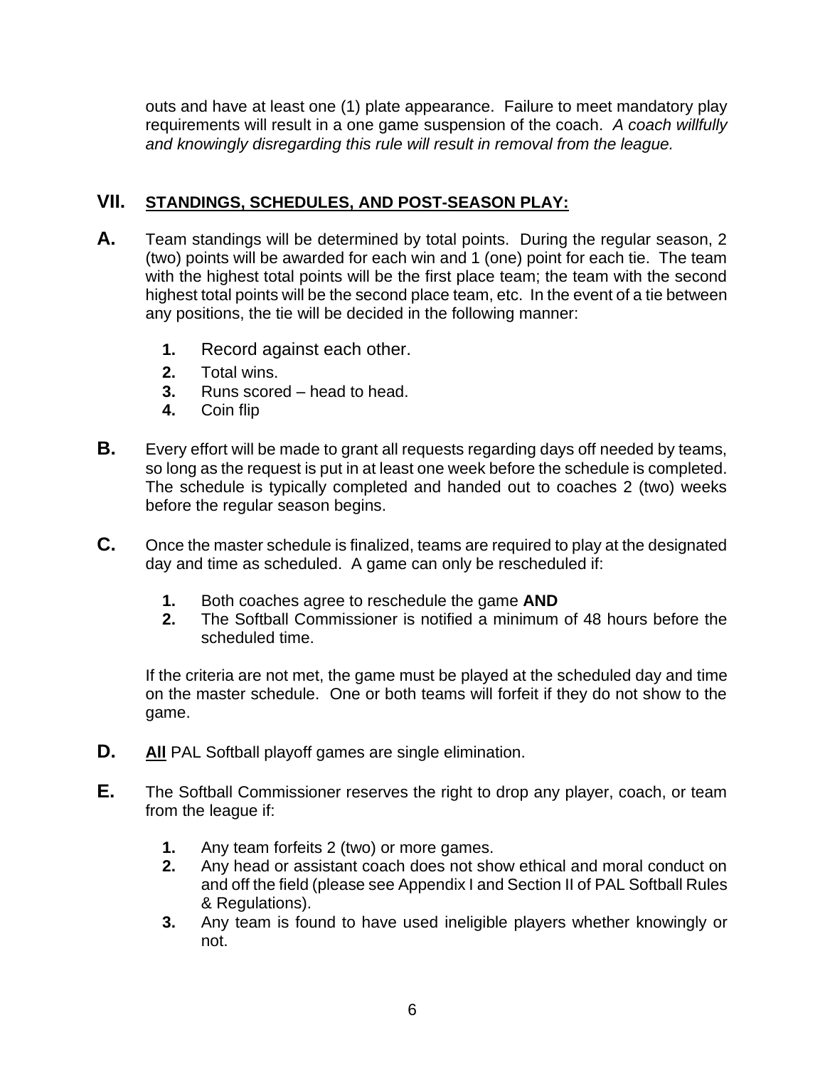outs and have at least one (1) plate appearance. Failure to meet mandatory play requirements will result in a one game suspension of the coach. *A coach willfully and knowingly disregarding this rule will result in removal from the league.*

## VII. STANDINGS, SCHEDULES, AND POST-SEASON PLAY:

**A.** Team standings will be determined by total points. During the regular season, 2 (two) points will be awarded for each win and 1 (one) point for each tie. The team with the highest total points will be the first place team; the team with the second highest total points will be the second place team, etc. In the event of a tie between any positions, the tie will be decided in the following manner:

1. Record against each other.
2. Total wins.
3. Runs scored – head to head.
4. Coin flip

**B.** Every effort will be made to grant all requests regarding days off needed by teams, so long as the request is put in at least one week before the schedule is completed. The schedule is typically completed and handed out to coaches 2 (two) weeks before the regular season begins.

**C.** Once the master schedule is finalized, teams are required to play at the designated day and time as scheduled. A game can only be rescheduled if:

1. Both coaches agree to reschedule the game **AND**
2. The Softball Commissioner is notified a minimum of 48 hours before the scheduled time.

If the criteria are not met, the game must be played at the scheduled day and time on the master schedule. One or both teams will forfeit if they do not show to the game.

**D.** **All** PAL Softball playoff games are single elimination.

**E.** The Softball Commissioner reserves the right to drop any player, coach, or team from the league if:

1. Any team forfeits 2 (two) or more games.
2. Any head or assistant coach does not show ethical and moral conduct on and off the field (please see Appendix I and Section II of PAL Softball Rules & Regulations).
3. Any team is found to have used ineligible players whether knowingly or not.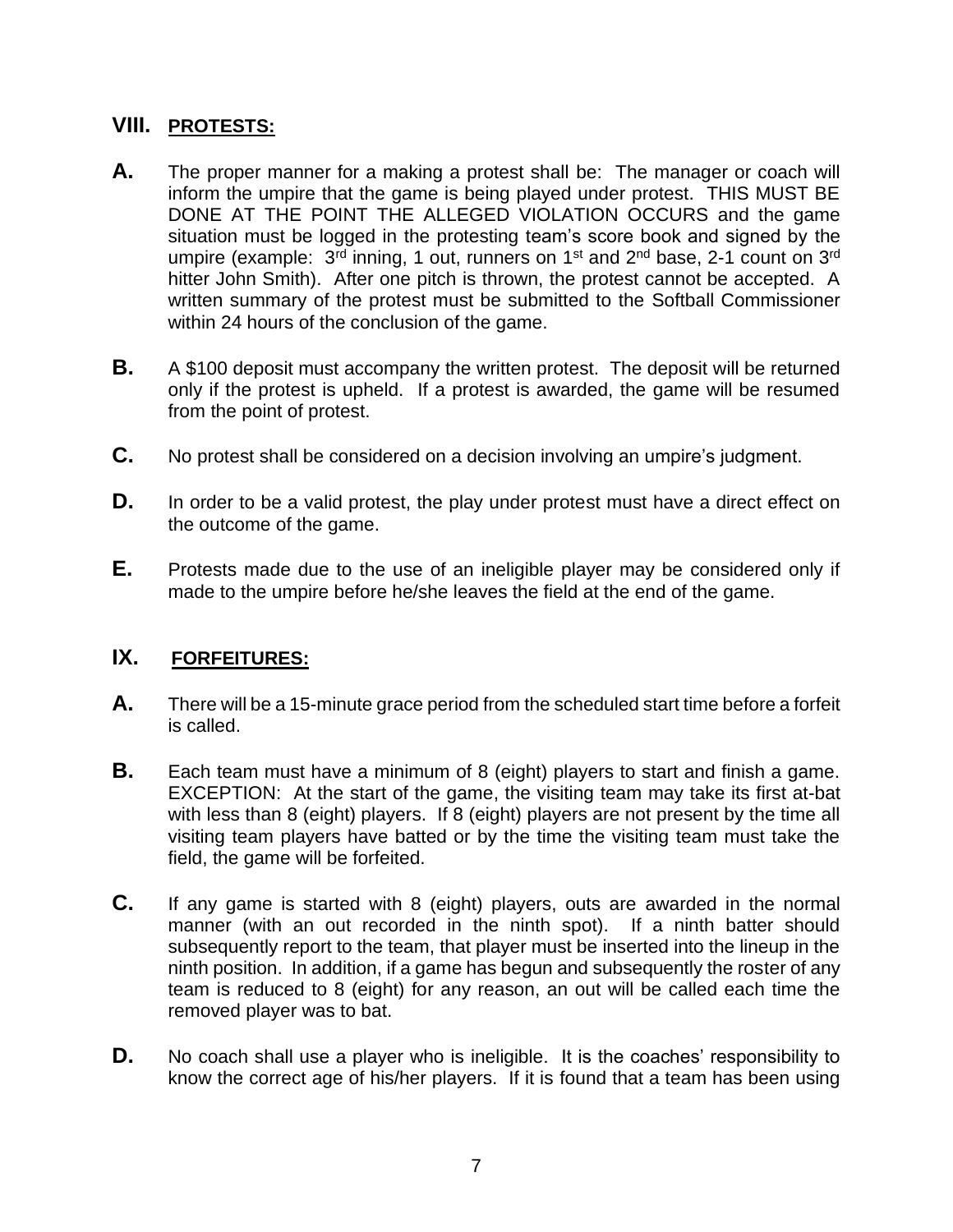## VIII. **PROTESTS:**

**A.** The proper manner for a making a protest shall be: The manager or coach will inform the umpire that the game is being played under protest. THIS MUST BE DONE AT THE POINT THE ALLEGED VIOLATION OCCURS and the game situation must be logged in the protesting team's score book and signed by the umpire (example: 3rd inning, 1 out, runners on 1st and 2nd base, 2-1 count on 3rd hitter John Smith). After one pitch is thrown, the protest cannot be accepted. A written summary of the protest must be submitted to the Softball Commissioner within 24 hours of the conclusion of the game.

**B.** A $100 deposit must accompany the written protest. The deposit will be returned only if the protest is upheld. If a protest is awarded, the game will be resumed from the point of protest.

**C.** No protest shall be considered on a decision involving an umpire's judgment.

**D.** In order to be a valid protest, the play under protest must have a direct effect on the outcome of the game.

**E.** Protests made due to the use of an ineligible player may be considered only if made to the umpire before he/she leaves the field at the end of the game.

## IX. **FORFEITURES:**

**A.** There will be a 15-minute grace period from the scheduled start time before a forfeit is called.

**B.** Each team must have a minimum of 8 (eight) players to start and finish a game. EXCEPTION: At the start of the game, the visiting team may take its first at-bat with less than 8 (eight) players. If 8 (eight) players are not present by the time all visiting team players have batted or by the time the visiting team must take the field, the game will be forfeited.

**C.** If any game is started with 8 (eight) players, outs are awarded in the normal manner (with an out recorded in the ninth spot). If a ninth batter should subsequently report to the team, that player must be inserted into the lineup in the ninth position. In addition, if a game has begun and subsequently the roster of any team is reduced to 8 (eight) for any reason, an out will be called each time the removed player was to bat.

**D.** No coach shall use a player who is ineligible. It is the coaches' responsibility to know the correct age of his/her players. If it is found that a team has been using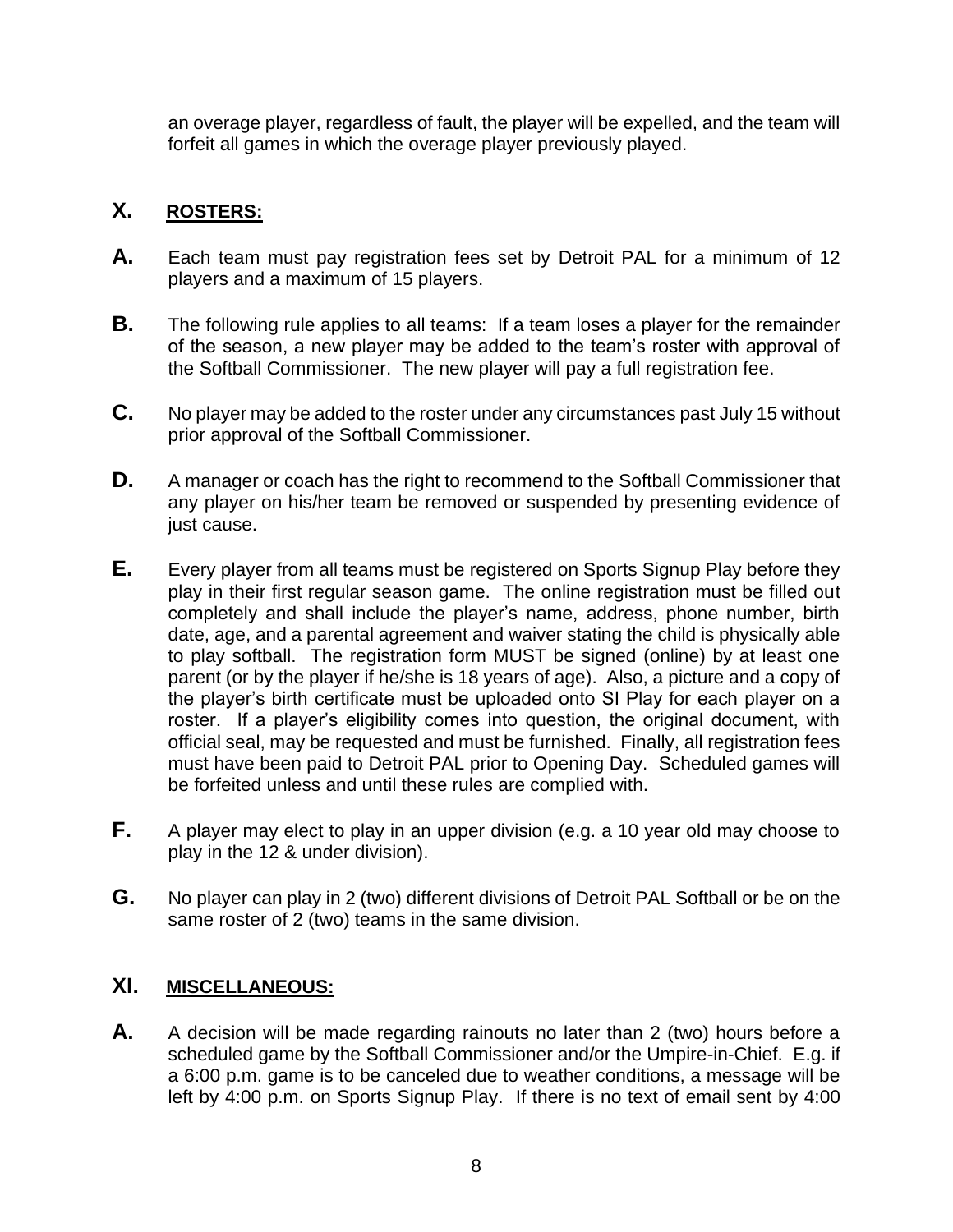an overage player, regardless of fault, the player will be expelled, and the team will forfeit all games in which the overage player previously played.

## X. ROSTERS:

**A.** Each team must pay registration fees set by Detroit PAL for a minimum of 12 players and a maximum of 15 players.

**B.** The following rule applies to all teams: If a team loses a player for the remainder of the season, a new player may be added to the team's roster with approval of the Softball Commissioner. The new player will pay a full registration fee.

**C.** No player may be added to the roster under any circumstances past July 15 without prior approval of the Softball Commissioner.

**D.** A manager or coach has the right to recommend to the Softball Commissioner that any player on his/her team be removed or suspended by presenting evidence of just cause.

**E.** Every player from all teams must be registered on Sports Signup Play before they play in their first regular season game. The online registration must be filled out completely and shall include the player's name, address, phone number, birth date, age, and a parental agreement and waiver stating the child is physically able to play softball. The registration form MUST be signed (online) by at least one parent (or by the player if he/she is 18 years of age). Also, a picture and a copy of the player's birth certificate must be uploaded onto SI Play for each player on a roster. If a player's eligibility comes into question, the original document, with official seal, may be requested and must be furnished. Finally, all registration fees must have been paid to Detroit PAL prior to Opening Day. Scheduled games will be forfeited unless and until these rules are complied with.

**F.** A player may elect to play in an upper division (e.g. a 10 year old may choose to play in the 12 & under division).

**G.** No player can play in 2 (two) different divisions of Detroit PAL Softball or be on the same roster of 2 (two) teams in the same division.

## XI. MISCELLANEOUS:

**A.** A decision will be made regarding rainouts no later than 2 (two) hours before a scheduled game by the Softball Commissioner and/or the Umpire-in-Chief. E.g. if a 6:00 p.m. game is to be canceled due to weather conditions, a message will be left by 4:00 p.m. on Sports Signup Play. If there is no text of email sent by 4:00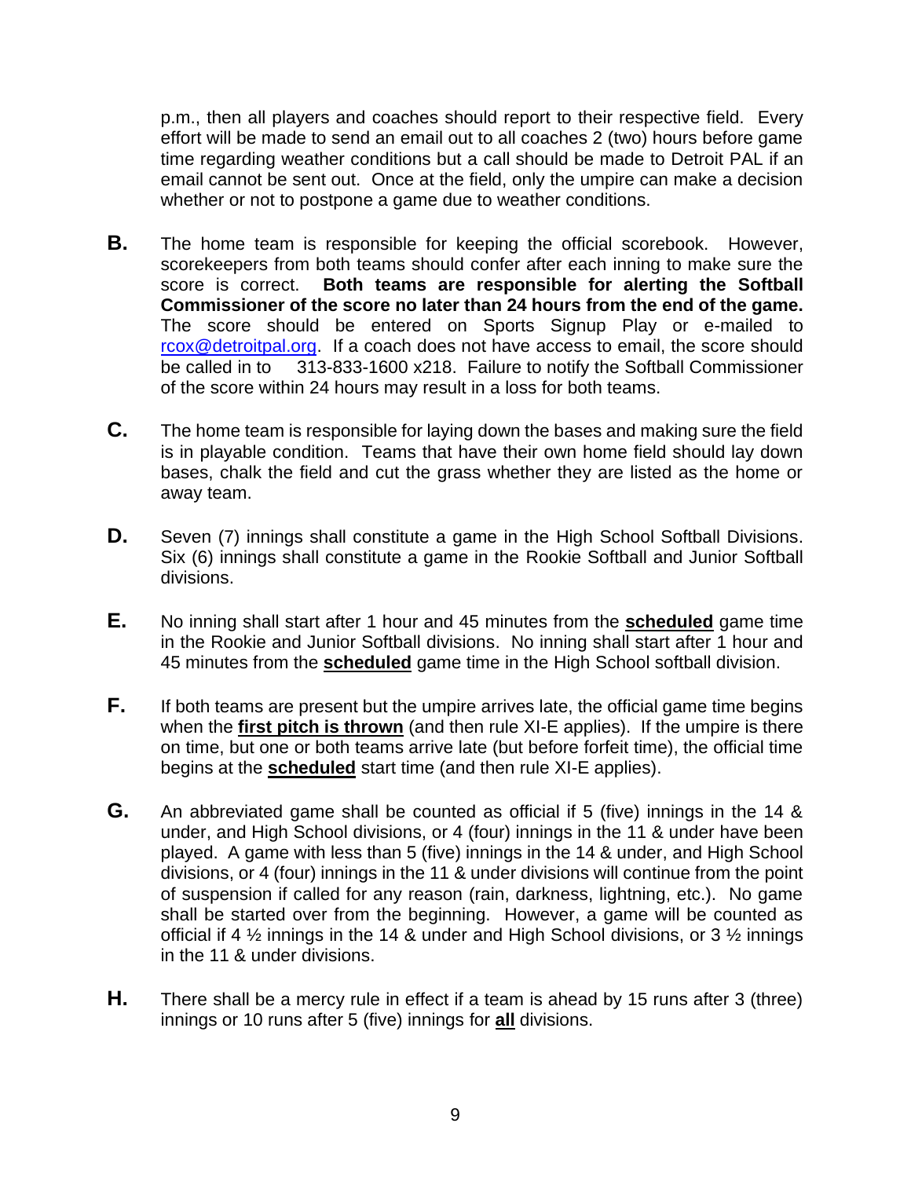p.m., then all players and coaches should report to their respective field. Every effort will be made to send an email out to all coaches 2 (two) hours before game time regarding weather conditions but a call should be made to Detroit PAL if an email cannot be sent out. Once at the field, only the umpire can make a decision whether or not to postpone a game due to weather conditions.

**B.** The home team is responsible for keeping the official scorebook. However, scorekeepers from both teams should confer after each inning to make sure the score is correct. **Both teams are responsible for alerting the Softball Commissioner of the score no later than 24 hours from the end of the game.** The score should be entered on Sports Signup Play or e-mailed to rcox@detroitpal.org. If a coach does not have access to email, the score should be called in to 313-833-1600 x218. Failure to notify the Softball Commissioner of the score within 24 hours may result in a loss for both teams.

**C.** The home team is responsible for laying down the bases and making sure the field is in playable condition. Teams that have their own home field should lay down bases, chalk the field and cut the grass whether they are listed as the home or away team.

**D.** Seven (7) innings shall constitute a game in the High School Softball Divisions. Six (6) innings shall constitute a game in the Rookie Softball and Junior Softball divisions.

**E.** No inning shall start after 1 hour and 45 minutes from the **scheduled** game time in the Rookie and Junior Softball divisions. No inning shall start after 1 hour and 45 minutes from the **scheduled** game time in the High School softball division.

**F.** If both teams are present but the umpire arrives late, the official game time begins when the **first pitch is thrown** (and then rule XI-E applies). If the umpire is there on time, but one or both teams arrive late (but before forfeit time), the official time begins at the **scheduled** start time (and then rule XI-E applies).

**G.** An abbreviated game shall be counted as official if 5 (five) innings in the 14 & under, and High School divisions, or 4 (four) innings in the 11 & under have been played. A game with less than 5 (five) innings in the 14 & under, and High School divisions, or 4 (four) innings in the 11 & under divisions will continue from the point of suspension if called for any reason (rain, darkness, lightning, etc.). No game shall be started over from the beginning. However, a game will be counted as official if 4 ½ innings in the 14 & under and High School divisions, or 3 ½ innings in the 11 & under divisions.

**H.** There shall be a mercy rule in effect if a team is ahead by 15 runs after 3 (three) innings or 10 runs after 5 (five) innings for **all** divisions.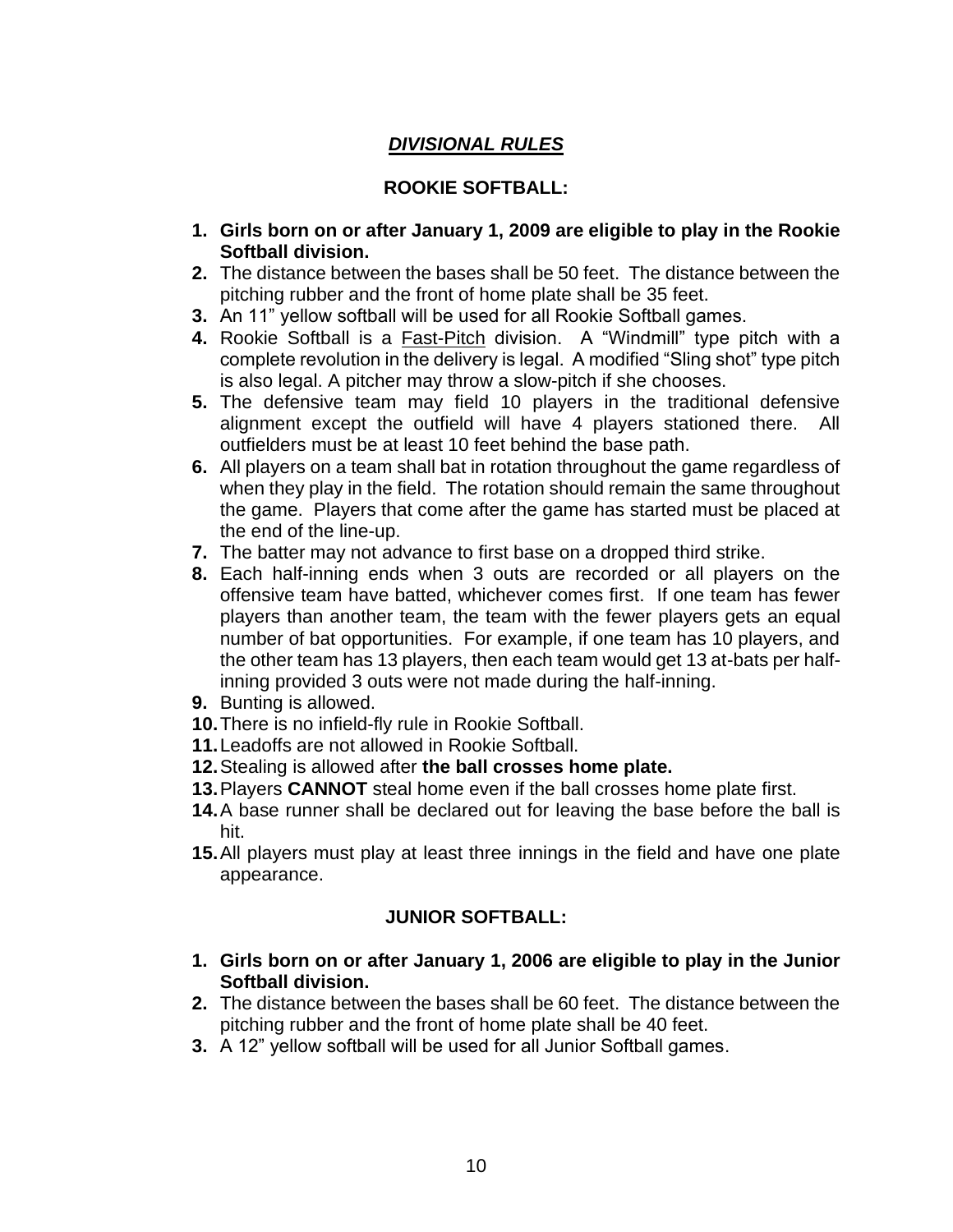## ***DIVISIONAL RULES***

### ROOKIE SOFTBALL:

1. **Girls born on or after January 1, 2009 are eligible to play in the Rookie Softball division.**
2. The distance between the bases shall be 50 feet. The distance between the pitching rubber and the front of home plate shall be 35 feet.
3. An 11" yellow softball will be used for all Rookie Softball games.
4. Rookie Softball is a <u>Fast-Pitch</u> division. A "Windmill" type pitch with a complete revolution in the delivery is legal. A modified "Sling shot" type pitch is also legal. A pitcher may throw a slow-pitch if she chooses.
5. The defensive team may field 10 players in the traditional defensive alignment except the outfield will have 4 players stationed there. All outfielders must be at least 10 feet behind the base path.
6. All players on a team shall bat in rotation throughout the game regardless of when they play in the field. The rotation should remain the same throughout the game. Players that come after the game has started must be placed at the end of the line-up.
7. The batter may not advance to first base on a dropped third strike.
8. Each half-inning ends when 3 outs are recorded or all players on the offensive team have batted, whichever comes first. If one team has fewer players than another team, the team with the fewer players gets an equal number of bat opportunities. For example, if one team has 10 players, and the other team has 13 players, then each team would get 13 at-bats per half-inning provided 3 outs were not made during the half-inning.
9. Bunting is allowed.
10. There is no infield-fly rule in Rookie Softball.
11. Leadoffs are not allowed in Rookie Softball.
12. Stealing is allowed after **the ball crosses home plate.**
13. Players **CANNOT** steal home even if the ball crosses home plate first.
14. A base runner shall be declared out for leaving the base before the ball is hit.
15. All players must play at least three innings in the field and have one plate appearance.

### JUNIOR SOFTBALL:

1. **Girls born on or after January 1, 2006 are eligible to play in the Junior Softball division.**
2. The distance between the bases shall be 60 feet. The distance between the pitching rubber and the front of home plate shall be 40 feet.
3. A 12" yellow softball will be used for all Junior Softball games.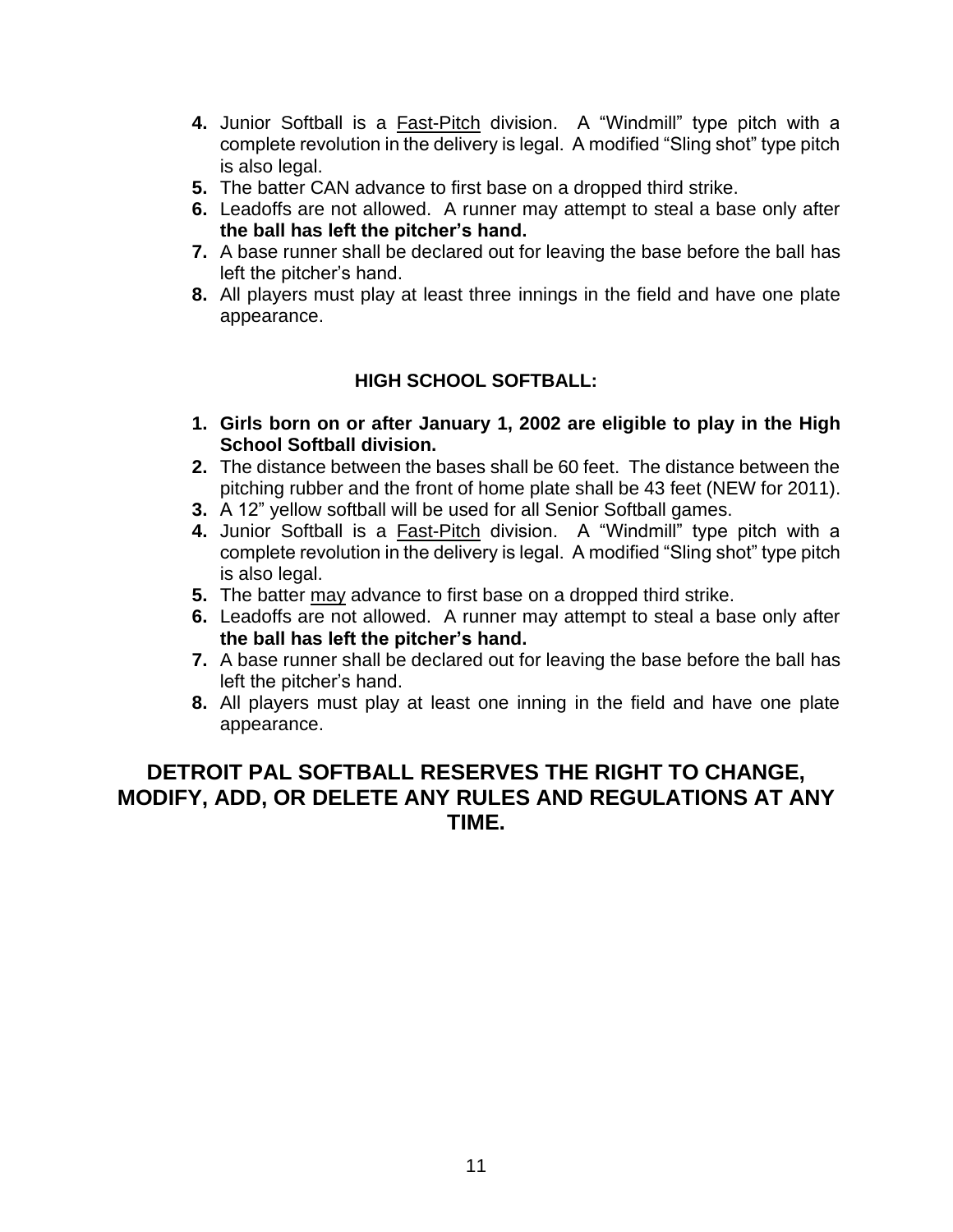4. Junior Softball is a <u>Fast-Pitch</u> division. A "Windmill" type pitch with a complete revolution in the delivery is legal. A modified "Sling shot" type pitch is also legal.
5. The batter CAN advance to first base on a dropped third strike.
6. Leadoffs are not allowed. A runner may attempt to steal a base only after **the ball has left the pitcher's hand.**
7. A base runner shall be declared out for leaving the base before the ball has left the pitcher's hand.
8. All players must play at least three innings in the field and have one plate appearance.

**HIGH SCHOOL SOFTBALL:**

1. **Girls born on or after January 1, 2002 are eligible to play in the High School Softball division.**
2. The distance between the bases shall be 60 feet. The distance between the pitching rubber and the front of home plate shall be 43 feet (NEW for 2011).
3. A 12" yellow softball will be used for all Senior Softball games.
4. Junior Softball is a <u>Fast-Pitch</u> division. A "Windmill" type pitch with a complete revolution in the delivery is legal. A modified "Sling shot" type pitch is also legal.
5. The batter <u>may</u> advance to first base on a dropped third strike.
6. Leadoffs are not allowed. A runner may attempt to steal a base only after **the ball has left the pitcher's hand.**
7. A base runner shall be declared out for leaving the base before the ball has left the pitcher's hand.
8. All players must play at least one inning in the field and have one plate appearance.

## DETROIT PAL SOFTBALL RESERVES THE RIGHT TO CHANGE, MODIFY, ADD, OR DELETE ANY RULES AND REGULATIONS AT ANY TIME.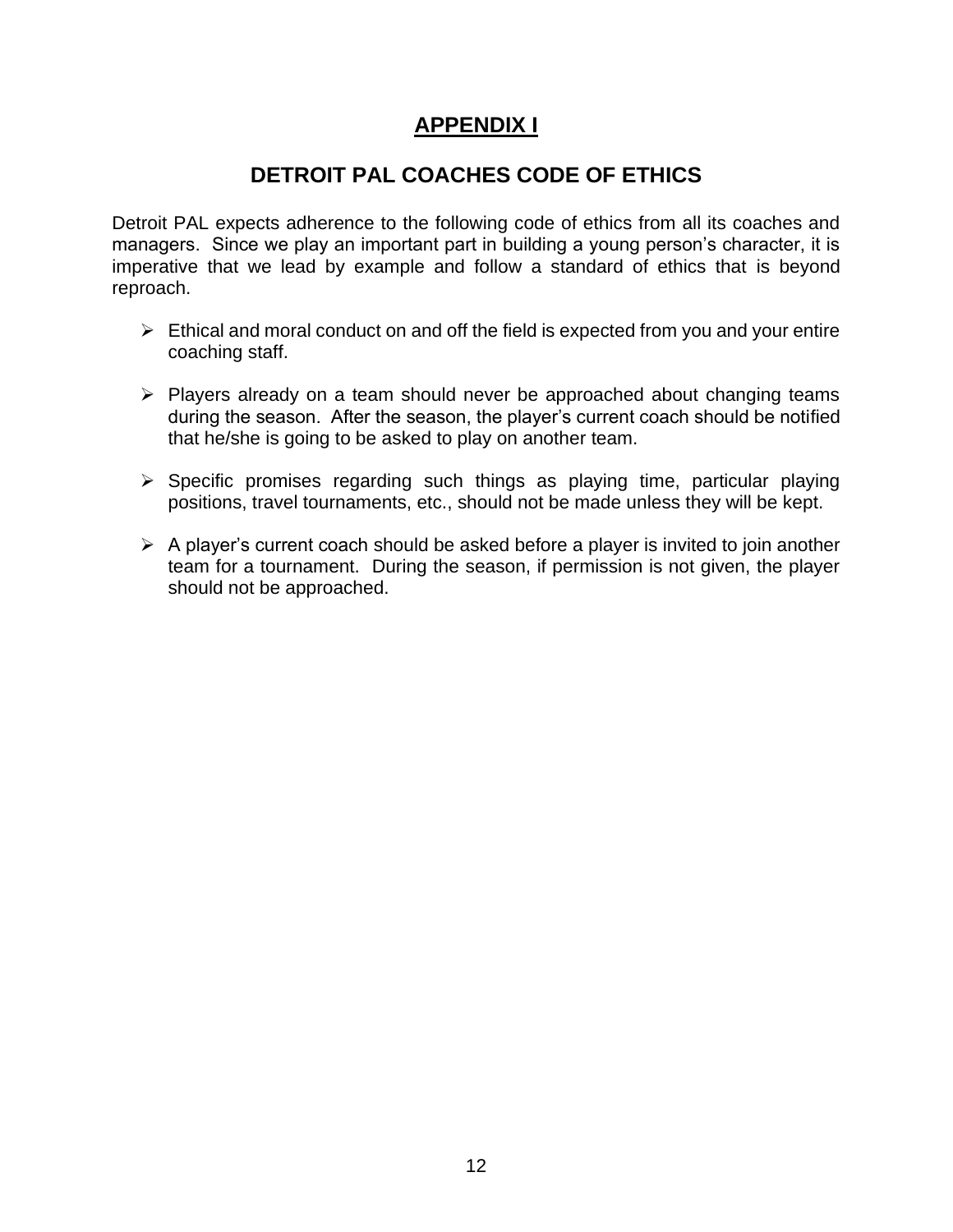# APPENDIX I

## DETROIT PAL COACHES CODE OF ETHICS

Detroit PAL expects adherence to the following code of ethics from all its coaches and managers. Since we play an important part in building a young person's character, it is imperative that we lead by example and follow a standard of ethics that is beyond reproach.

- Ethical and moral conduct on and off the field is expected from you and your entire coaching staff.
- Players already on a team should never be approached about changing teams during the season. After the season, the player's current coach should be notified that he/she is going to be asked to play on another team.
- Specific promises regarding such things as playing time, particular playing positions, travel tournaments, etc., should not be made unless they will be kept.
- A player's current coach should be asked before a player is invited to join another team for a tournament. During the season, if permission is not given, the player should not be approached.